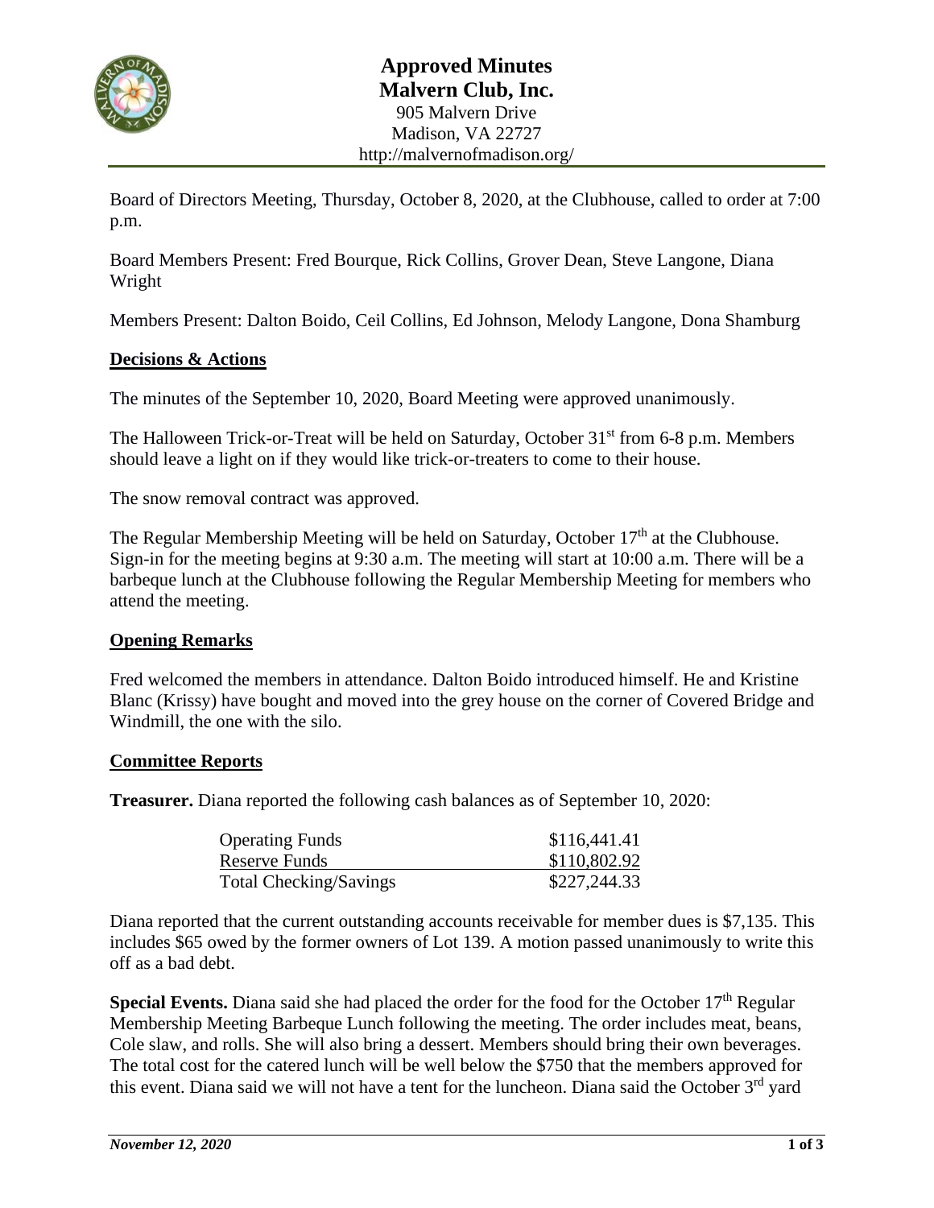# Approved Minutes
## Malvern Club, Inc.

905 Malvern Drive
Madison, VA 22727
http://malvernofmadison.org/

Board of Directors Meeting, Thursday, October 8, 2020, at the Clubhouse, called to order at 7:00 p.m.

Board Members Present: Fred Bourque, Rick Collins, Grover Dean, Steve Langone, Diana Wright

Members Present: Dalton Boido, Ceil Collins, Ed Johnson, Melody Langone, Dona Shamburg

### Decisions & Actions

The minutes of the September 10, 2020, Board Meeting were approved unanimously.

The Halloween Trick-or-Treat will be held on Saturday, October 31st from 6-8 p.m. Members should leave a light on if they would like trick-or-treaters to come to their house.

The snow removal contract was approved.

The Regular Membership Meeting will be held on Saturday, October 17th at the Clubhouse. Sign-in for the meeting begins at 9:30 a.m. The meeting will start at 10:00 a.m. There will be a barbeque lunch at the Clubhouse following the Regular Membership Meeting for members who attend the meeting.

### Opening Remarks

Fred welcomed the members in attendance. Dalton Boido introduced himself. He and Kristine Blanc (Krissy) have bought and moved into the grey house on the corner of Covered Bridge and Windmill, the one with the silo.

### Committee Reports

**Treasurer.** Diana reported the following cash balances as of September 10, 2020:

| | |
|---|---|
| Operating Funds | $116,441.41 |
| Reserve Funds | $110,802.92 |
| Total Checking/Savings | $227,244.33 |

Diana reported that the current outstanding accounts receivable for member dues is $7,135. This includes $65 owed by the former owners of Lot 139. A motion passed unanimously to write this off as a bad debt.

**Special Events.** Diana said she had placed the order for the food for the October 17th Regular Membership Meeting Barbeque Lunch following the meeting. The order includes meat, beans, Cole slaw, and rolls. She will also bring a dessert. Members should bring their own beverages. The total cost for the catered lunch will be well below the $750 that the members approved for this event. Diana said we will not have a tent for the luncheon. Diana said the October 3rd yard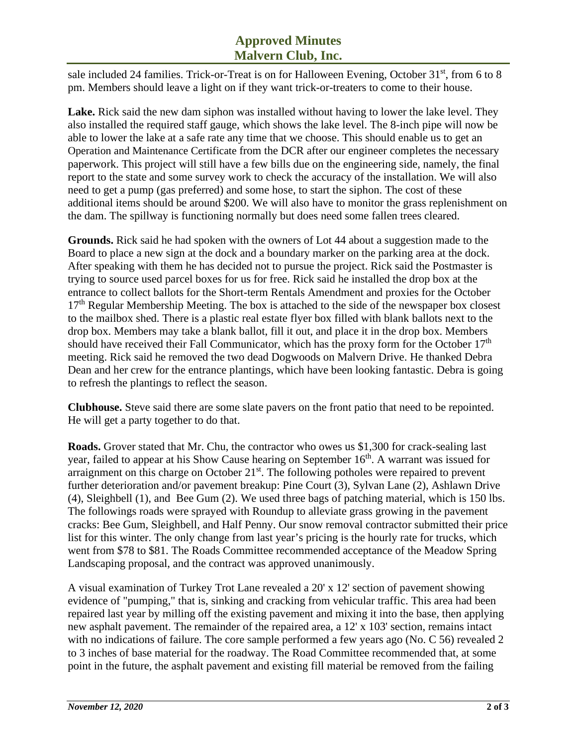sale included 24 families. Trick-or-Treat is on for Halloween Evening, October 31st, from 6 to 8 pm. Members should leave a light on if they want trick-or-treaters to come to their house.

**Lake.** Rick said the new dam siphon was installed without having to lower the lake level. They also installed the required staff gauge, which shows the lake level. The 8-inch pipe will now be able to lower the lake at a safe rate any time that we choose. This should enable us to get an Operation and Maintenance Certificate from the DCR after our engineer completes the necessary paperwork. This project will still have a few bills due on the engineering side, namely, the final report to the state and some survey work to check the accuracy of the installation. We will also need to get a pump (gas preferred) and some hose, to start the siphon. The cost of these additional items should be around $200. We will also have to monitor the grass replenishment on the dam. The spillway is functioning normally but does need some fallen trees cleared.

**Grounds.** Rick said he had spoken with the owners of Lot 44 about a suggestion made to the Board to place a new sign at the dock and a boundary marker on the parking area at the dock. After speaking with them he has decided not to pursue the project. Rick said the Postmaster is trying to source used parcel boxes for us for free. Rick said he installed the drop box at the entrance to collect ballots for the Short-term Rentals Amendment and proxies for the October 17th Regular Membership Meeting. The box is attached to the side of the newspaper box closest to the mailbox shed. There is a plastic real estate flyer box filled with blank ballots next to the drop box. Members may take a blank ballot, fill it out, and place it in the drop box. Members should have received their Fall Communicator, which has the proxy form for the October 17th meeting. Rick said he removed the two dead Dogwoods on Malvern Drive. He thanked Debra Dean and her crew for the entrance plantings, which have been looking fantastic. Debra is going to refresh the plantings to reflect the season.

**Clubhouse.** Steve said there are some slate pavers on the front patio that need to be repointed. He will get a party together to do that.

**Roads.** Grover stated that Mr. Chu, the contractor who owes us $1,300 for crack-sealing last year, failed to appear at his Show Cause hearing on September 16th. A warrant was issued for arraignment on this charge on October 21st. The following potholes were repaired to prevent further deterioration and/or pavement breakup: Pine Court (3), Sylvan Lane (2), Ashlawn Drive (4), Sleighbell (1), and Bee Gum (2). We used three bags of patching material, which is 150 lbs. The followings roads were sprayed with Roundup to alleviate grass growing in the pavement cracks: Bee Gum, Sleighbell, and Half Penny. Our snow removal contractor submitted their price list for this winter. The only change from last year's pricing is the hourly rate for trucks, which went from $78 to $81. The Roads Committee recommended acceptance of the Meadow Spring Landscaping proposal, and the contract was approved unanimously.

A visual examination of Turkey Trot Lane revealed a 20' x 12' section of pavement showing evidence of "pumping," that is, sinking and cracking from vehicular traffic. This area had been repaired last year by milling off the existing pavement and mixing it into the base, then applying new asphalt pavement. The remainder of the repaired area, a 12' x 103' section, remains intact with no indications of failure. The core sample performed a few years ago (No. C 56) revealed 2 to 3 inches of base material for the roadway. The Road Committee recommended that, at some point in the future, the asphalt pavement and existing fill material be removed from the failing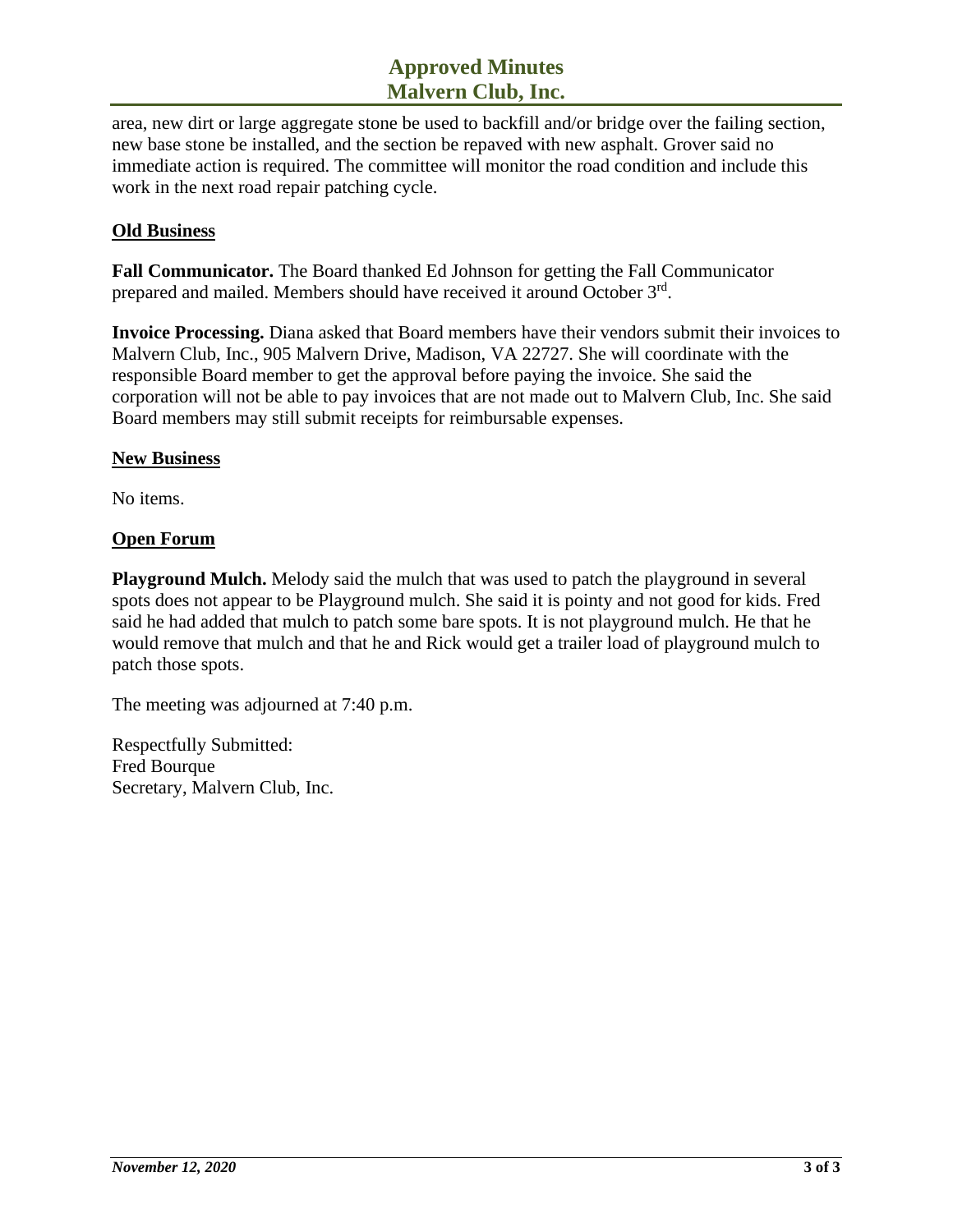area, new dirt or large aggregate stone be used to backfill and/or bridge over the failing section, new base stone be installed, and the section be repaved with new asphalt. Grover said no immediate action is required. The committee will monitor the road condition and include this work in the next road repair patching cycle.

## Old Business

**Fall Communicator.** The Board thanked Ed Johnson for getting the Fall Communicator prepared and mailed. Members should have received it around October 3rd.

**Invoice Processing.** Diana asked that Board members have their vendors submit their invoices to Malvern Club, Inc., 905 Malvern Drive, Madison, VA 22727. She will coordinate with the responsible Board member to get the approval before paying the invoice. She said the corporation will not be able to pay invoices that are not made out to Malvern Club, Inc. She said Board members may still submit receipts for reimbursable expenses.

## New Business

No items.

## Open Forum

**Playground Mulch.** Melody said the mulch that was used to patch the playground in several spots does not appear to be Playground mulch. She said it is pointy and not good for kids. Fred said he had added that mulch to patch some bare spots. It is not playground mulch. He that he would remove that mulch and that he and Rick would get a trailer load of playground mulch to patch those spots.

The meeting was adjourned at 7:40 p.m.

Respectfully Submitted:
Fred Bourque
Secretary, Malvern Club, Inc.